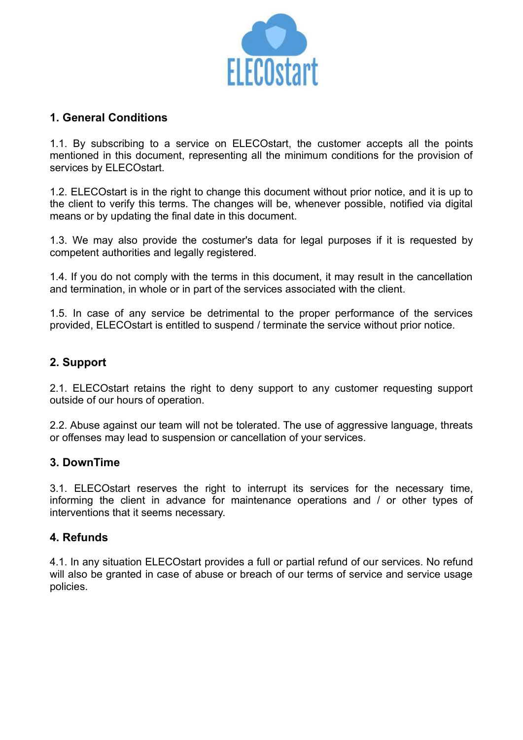## 1. General Conditions

1.1. By subscribing to a service on ELECOstart, the customer accepts all the points mentioned in this document, representing all the minimum conditions for the provision of services by ELECOstart.

1.2. ELECOstart is in the right to change this document without prior notice, and it is up to the client to verify this terms. The changes will be, whenever possible, notified via digital means or by updating the final date in this document.

1.3. We may also provide the costumer's data for legal purposes if it is requested by competent authorities and legally registered.

1.4. If you do not comply with the terms in this document, it may result in the cancellation and termination, in whole or in part of the services associated with the client.

1.5. In case of any service be detrimental to the proper performance of the services provided, ELECOstart is entitled to suspend / terminate the service without prior notice.

## 2. Support

2.1. ELECOstart retains the right to deny support to any customer requesting support outside of our hours of operation.

2.2. Abuse against our team will not be tolerated. The use of aggressive language, threats or offenses may lead to suspension or cancellation of your services.

## 3. DownTime

3.1. ELECOstart reserves the right to interrupt its services for the necessary time, informing the client in advance for maintenance operations and / or other types of interventions that it seems necessary.

## 4. Refunds

4.1. In any situation ELECOstart provides a full or partial refund of our services. No refund will also be granted in case of abuse or breach of our terms of service and service usage policies.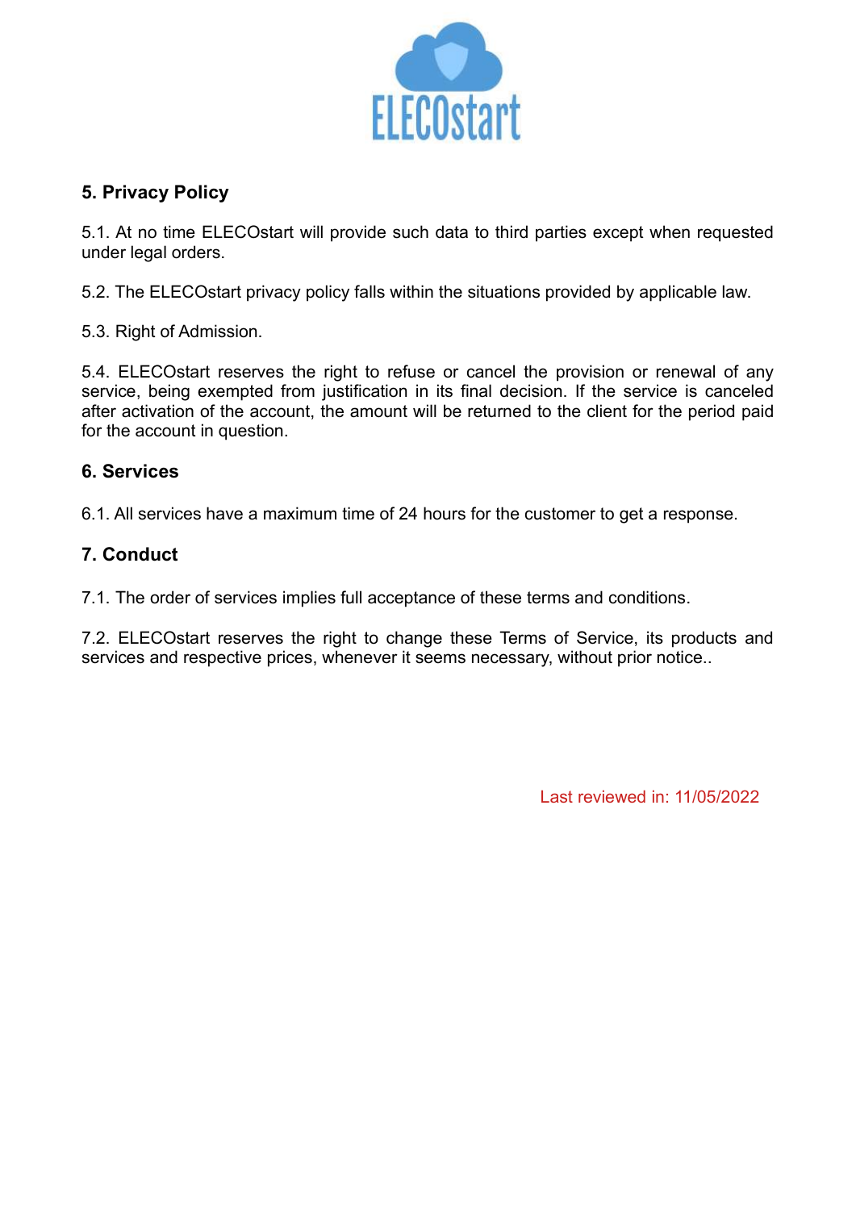## 5. Privacy Policy

5.1. At no time ELECOstart will provide such data to third parties except when requested under legal orders.

5.2. The ELECOstart privacy policy falls within the situations provided by applicable law.

5.3. Right of Admission.

5.4. ELECOstart reserves the right to refuse or cancel the provision or renewal of any service, being exempted from justification in its final decision. If the service is canceled after activation of the account, the amount will be returned to the client for the period paid for the account in question.

## 6. Services

6.1. All services have a maximum time of 24 hours for the customer to get a response.

## 7. Conduct

7.1. The order of services implies full acceptance of these terms and conditions.

7.2. ELECOstart reserves the right to change these Terms of Service, its products and services and respective prices, whenever it seems necessary, without prior notice..

Last reviewed in: 11/05/2022